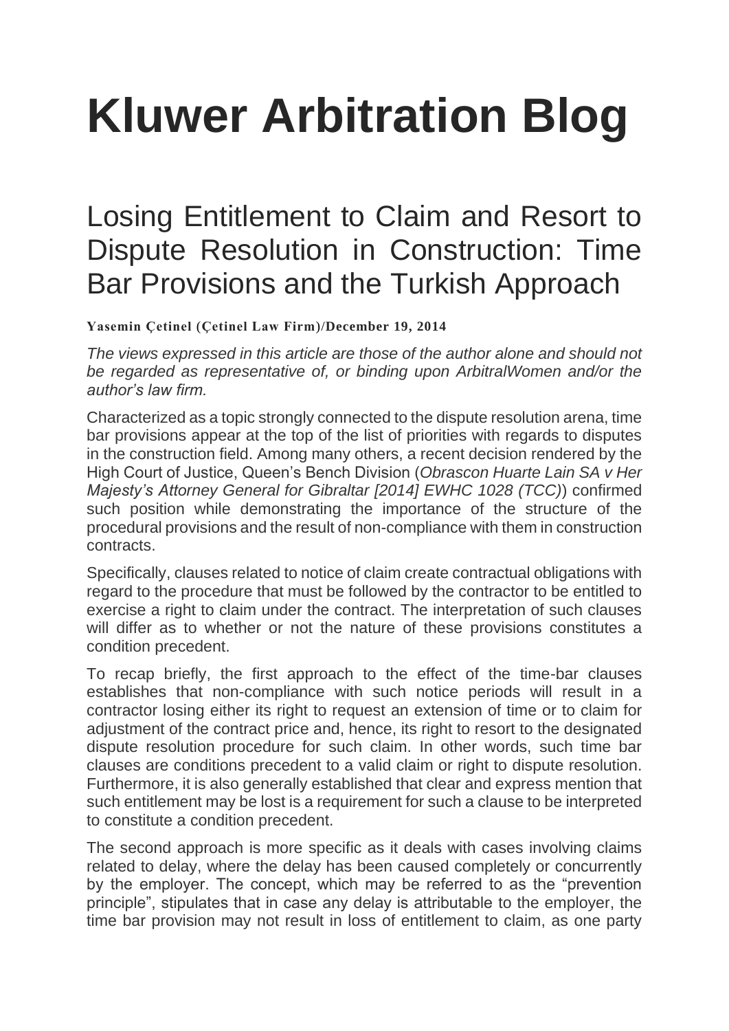# Kluwer Arbitration Blog

## Losing Entitlement to Claim and Resort to Dispute Resolution in Construction: Time Bar Provisions and the Turkish Approach

**Yasemin Çetinel (Çetinel Law Firm)/December 19, 2014**

*The views expressed in this article are those of the author alone and should not be regarded as representative of, or binding upon ArbitralWomen and/or the author's law firm.*

Characterized as a topic strongly connected to the dispute resolution arena, time bar provisions appear at the top of the list of priorities with regards to disputes in the construction field. Among many others, a recent decision rendered by the High Court of Justice, Queen's Bench Division (*Obrascon Huarte Lain SA v Her Majesty's Attorney General for Gibraltar [2014] EWHC 1028 (TCC)*) confirmed such position while demonstrating the importance of the structure of the procedural provisions and the result of non-compliance with them in construction contracts.

Specifically, clauses related to notice of claim create contractual obligations with regard to the procedure that must be followed by the contractor to be entitled to exercise a right to claim under the contract. The interpretation of such clauses will differ as to whether or not the nature of these provisions constitutes a condition precedent.

To recap briefly, the first approach to the effect of the time-bar clauses establishes that non-compliance with such notice periods will result in a contractor losing either its right to request an extension of time or to claim for adjustment of the contract price and, hence, its right to resort to the designated dispute resolution procedure for such claim. In other words, such time bar clauses are conditions precedent to a valid claim or right to dispute resolution. Furthermore, it is also generally established that clear and express mention that such entitlement may be lost is a requirement for such a clause to be interpreted to constitute a condition precedent.

The second approach is more specific as it deals with cases involving claims related to delay, where the delay has been caused completely or concurrently by the employer. The concept, which may be referred to as the "prevention principle", stipulates that in case any delay is attributable to the employer, the time bar provision may not result in loss of entitlement to claim, as one party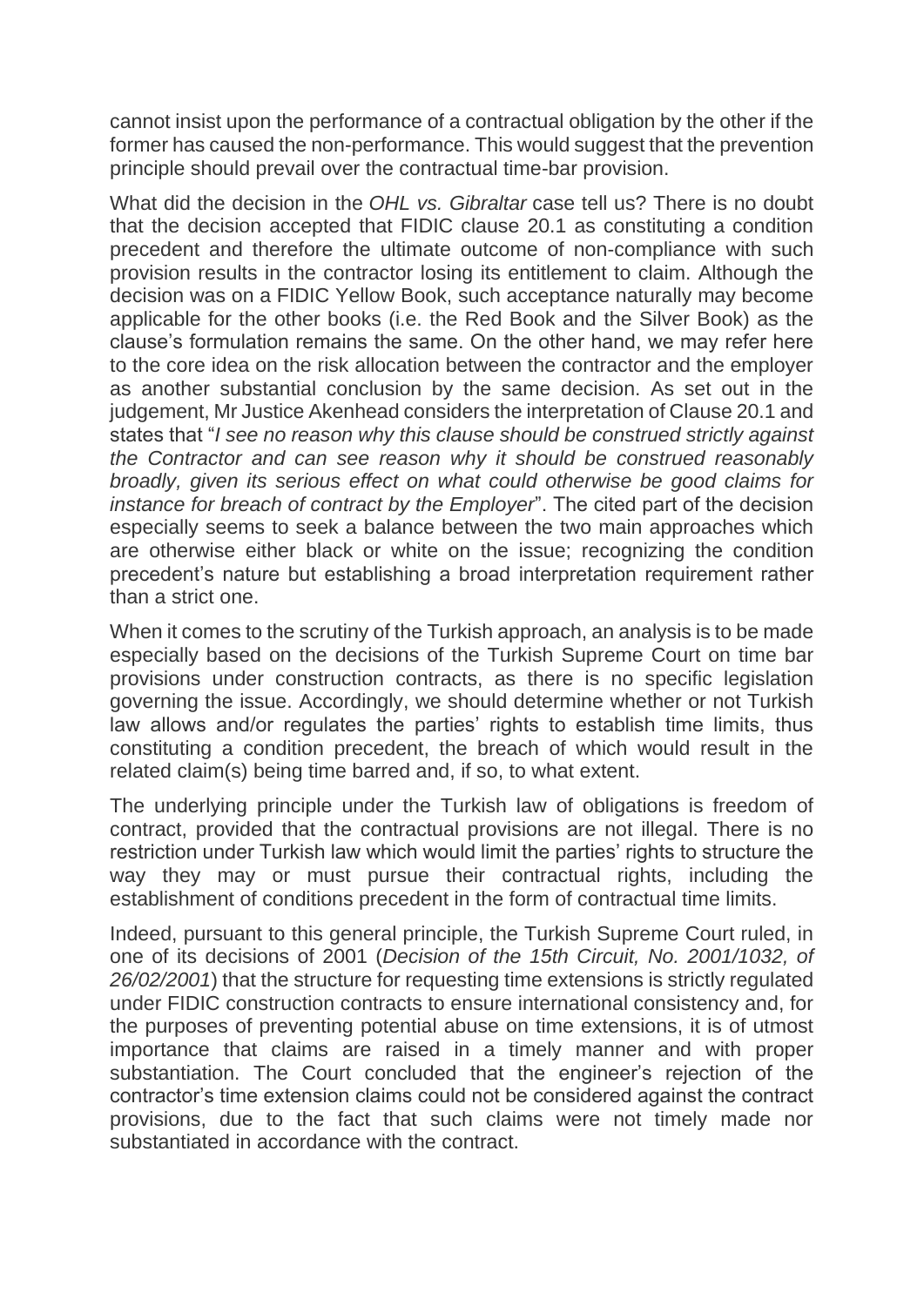cannot insist upon the performance of a contractual obligation by the other if the former has caused the non-performance. This would suggest that the prevention principle should prevail over the contractual time-bar provision.

What did the decision in the *OHL vs. Gibraltar* case tell us? There is no doubt that the decision accepted that FIDIC clause 20.1 as constituting a condition precedent and therefore the ultimate outcome of non-compliance with such provision results in the contractor losing its entitlement to claim. Although the decision was on a FIDIC Yellow Book, such acceptance naturally may become applicable for the other books (i.e. the Red Book and the Silver Book) as the clause's formulation remains the same. On the other hand, we may refer here to the core idea on the risk allocation between the contractor and the employer as another substantial conclusion by the same decision. As set out in the judgement, Mr Justice Akenhead considers the interpretation of Clause 20.1 and states that "*I see no reason why this clause should be construed strictly against the Contractor and can see reason why it should be construed reasonably broadly, given its serious effect on what could otherwise be good claims for instance for breach of contract by the Employer*". The cited part of the decision especially seems to seek a balance between the two main approaches which are otherwise either black or white on the issue; recognizing the condition precedent's nature but establishing a broad interpretation requirement rather than a strict one.

When it comes to the scrutiny of the Turkish approach, an analysis is to be made especially based on the decisions of the Turkish Supreme Court on time bar provisions under construction contracts, as there is no specific legislation governing the issue. Accordingly, we should determine whether or not Turkish law allows and/or regulates the parties' rights to establish time limits, thus constituting a condition precedent, the breach of which would result in the related claim(s) being time barred and, if so, to what extent.

The underlying principle under the Turkish law of obligations is freedom of contract, provided that the contractual provisions are not illegal. There is no restriction under Turkish law which would limit the parties' rights to structure the way they may or must pursue their contractual rights, including the establishment of conditions precedent in the form of contractual time limits.

Indeed, pursuant to this general principle, the Turkish Supreme Court ruled, in one of its decisions of 2001 (*Decision of the 15th Circuit, No. 2001/1032, of 26/02/2001*) that the structure for requesting time extensions is strictly regulated under FIDIC construction contracts to ensure international consistency and, for the purposes of preventing potential abuse on time extensions, it is of utmost importance that claims are raised in a timely manner and with proper substantiation. The Court concluded that the engineer's rejection of the contractor's time extension claims could not be considered against the contract provisions, due to the fact that such claims were not timely made nor substantiated in accordance with the contract.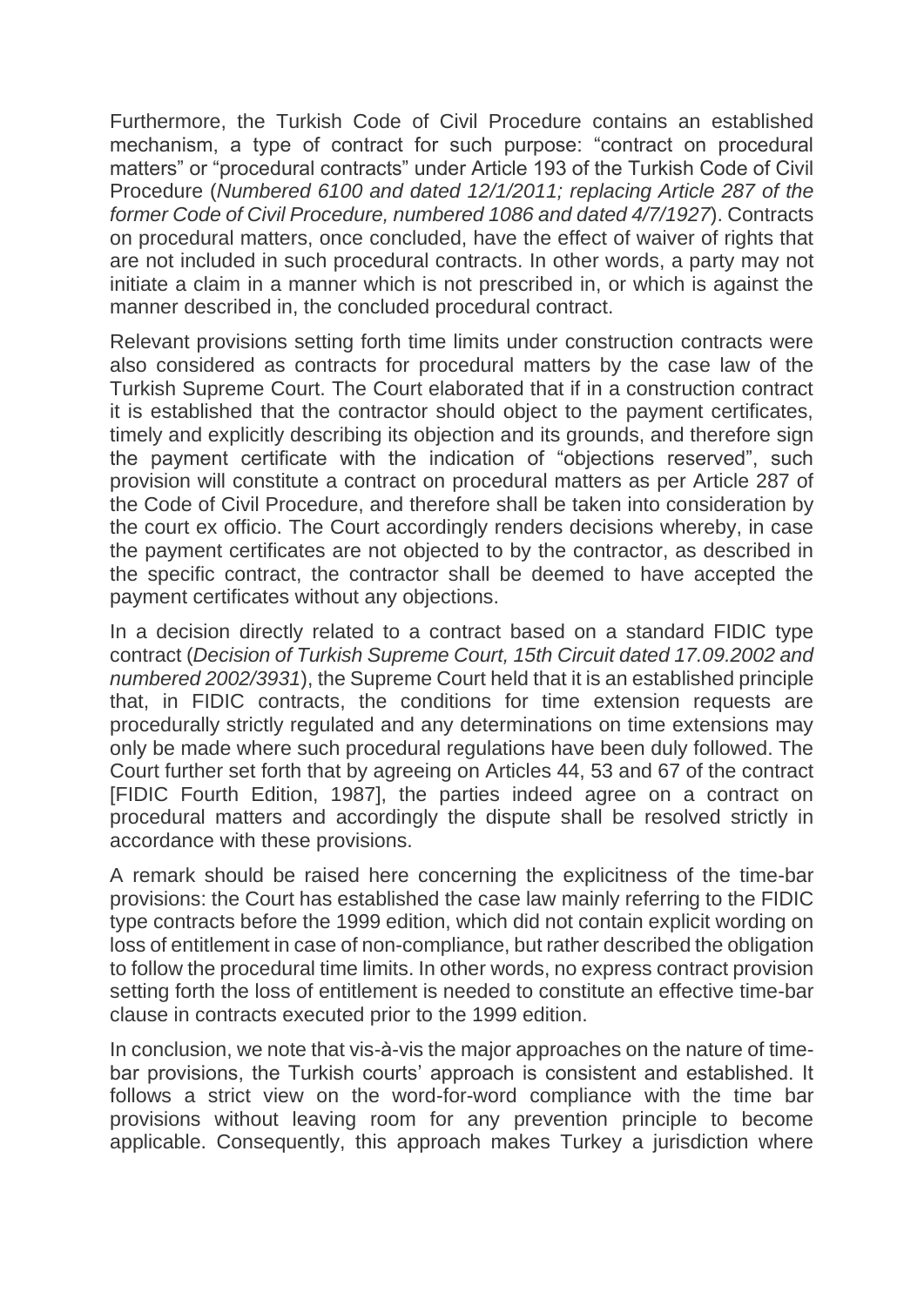Furthermore, the Turkish Code of Civil Procedure contains an established mechanism, a type of contract for such purpose: “contract on procedural matters” or “procedural contracts” under Article 193 of the Turkish Code of Civil Procedure (*Numbered 6100 and dated 12/1/2011; replacing Article 287 of the former Code of Civil Procedure, numbered 1086 and dated 4/7/1927*). Contracts on procedural matters, once concluded, have the effect of waiver of rights that are not included in such procedural contracts. In other words, a party may not initiate a claim in a manner which is not prescribed in, or which is against the manner described in, the concluded procedural contract.

Relevant provisions setting forth time limits under construction contracts were also considered as contracts for procedural matters by the case law of the Turkish Supreme Court. The Court elaborated that if in a construction contract it is established that the contractor should object to the payment certificates, timely and explicitly describing its objection and its grounds, and therefore sign the payment certificate with the indication of “objections reserved”, such provision will constitute a contract on procedural matters as per Article 287 of the Code of Civil Procedure, and therefore shall be taken into consideration by the court ex officio. The Court accordingly renders decisions whereby, in case the payment certificates are not objected to by the contractor, as described in the specific contract, the contractor shall be deemed to have accepted the payment certificates without any objections.

In a decision directly related to a contract based on a standard FIDIC type contract (*Decision of Turkish Supreme Court, 15th Circuit dated 17.09.2002 and numbered 2002/3931*), the Supreme Court held that it is an established principle that, in FIDIC contracts, the conditions for time extension requests are procedurally strictly regulated and any determinations on time extensions may only be made where such procedural regulations have been duly followed. The Court further set forth that by agreeing on Articles 44, 53 and 67 of the contract [FIDIC Fourth Edition, 1987], the parties indeed agree on a contract on procedural matters and accordingly the dispute shall be resolved strictly in accordance with these provisions.

A remark should be raised here concerning the explicitness of the time-bar provisions: the Court has established the case law mainly referring to the FIDIC type contracts before the 1999 edition, which did not contain explicit wording on loss of entitlement in case of non-compliance, but rather described the obligation to follow the procedural time limits. In other words, no express contract provision setting forth the loss of entitlement is needed to constitute an effective time-bar clause in contracts executed prior to the 1999 edition.

In conclusion, we note that vis-à-vis the major approaches on the nature of time-bar provisions, the Turkish courts’ approach is consistent and established. It follows a strict view on the word-for-word compliance with the time bar provisions without leaving room for any prevention principle to become applicable. Consequently, this approach makes Turkey a jurisdiction where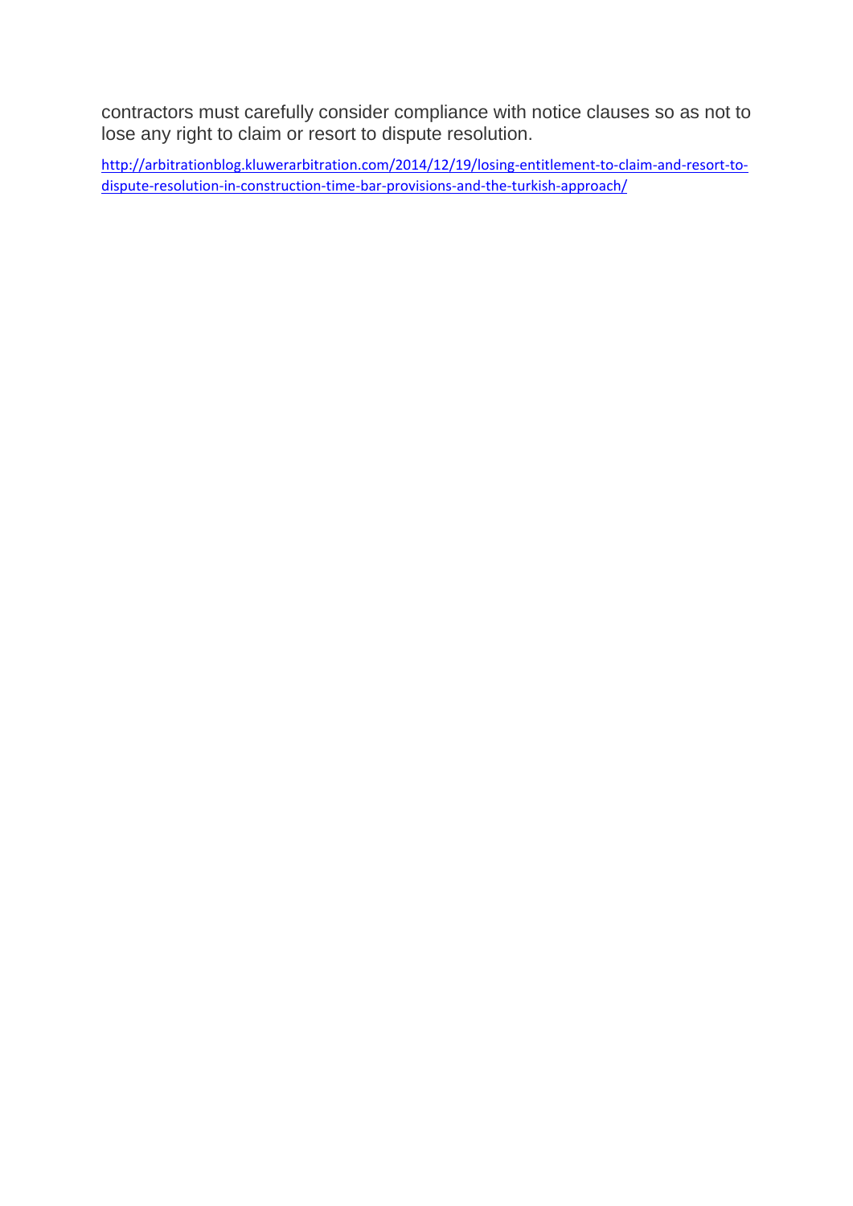contractors must carefully consider compliance with notice clauses so as not to lose any right to claim or resort to dispute resolution.

http://arbitrationblog.kluwerarbitration.com/2014/12/19/losing-entitlement-to-claim-and-resort-to-dispute-resolution-in-construction-time-bar-provisions-and-the-turkish-approach/